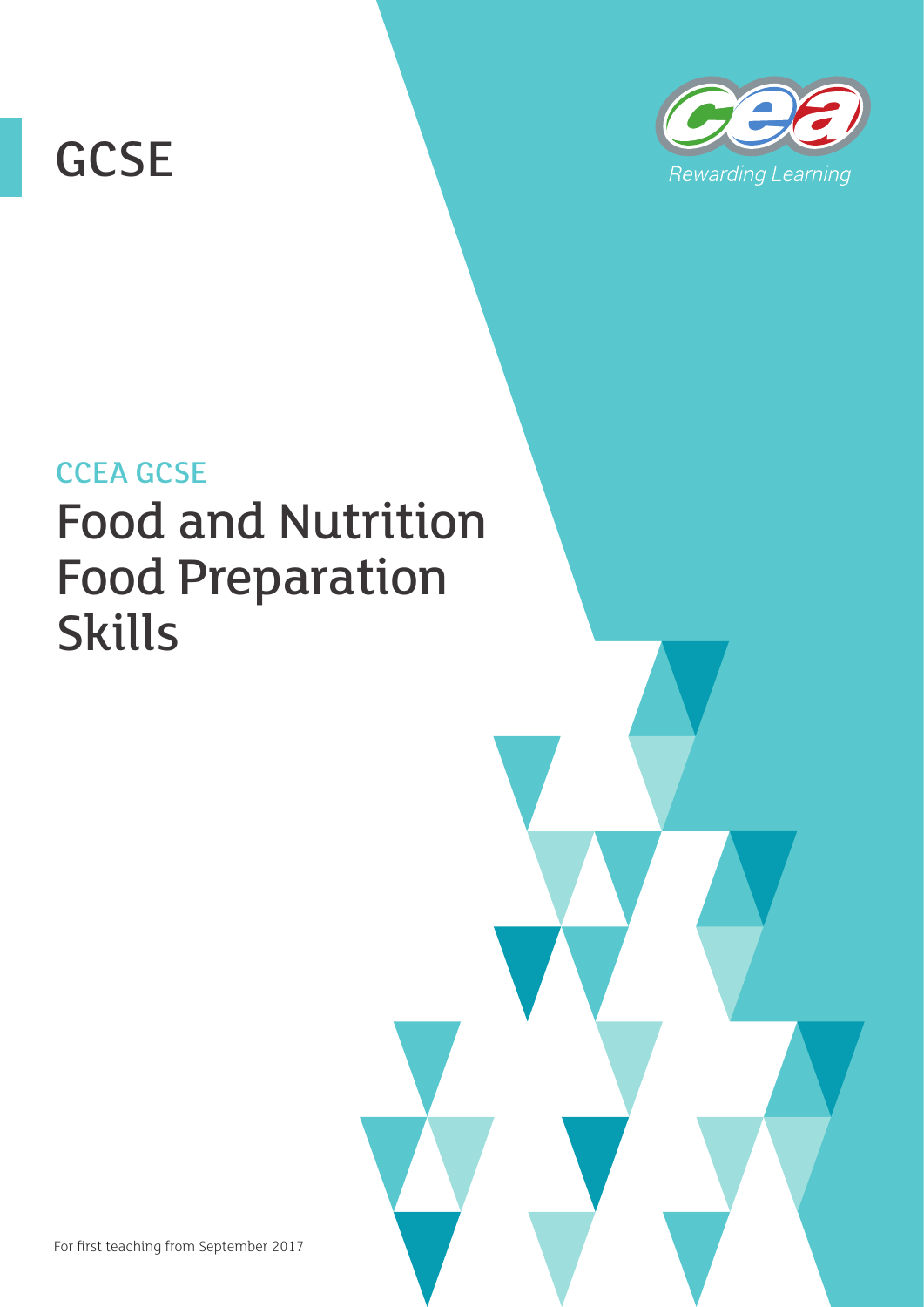GCSE

Rewarding Learning

## CCEA GCSE

# Food and Nutrition Food Preparation Skills

For first teaching from September 2017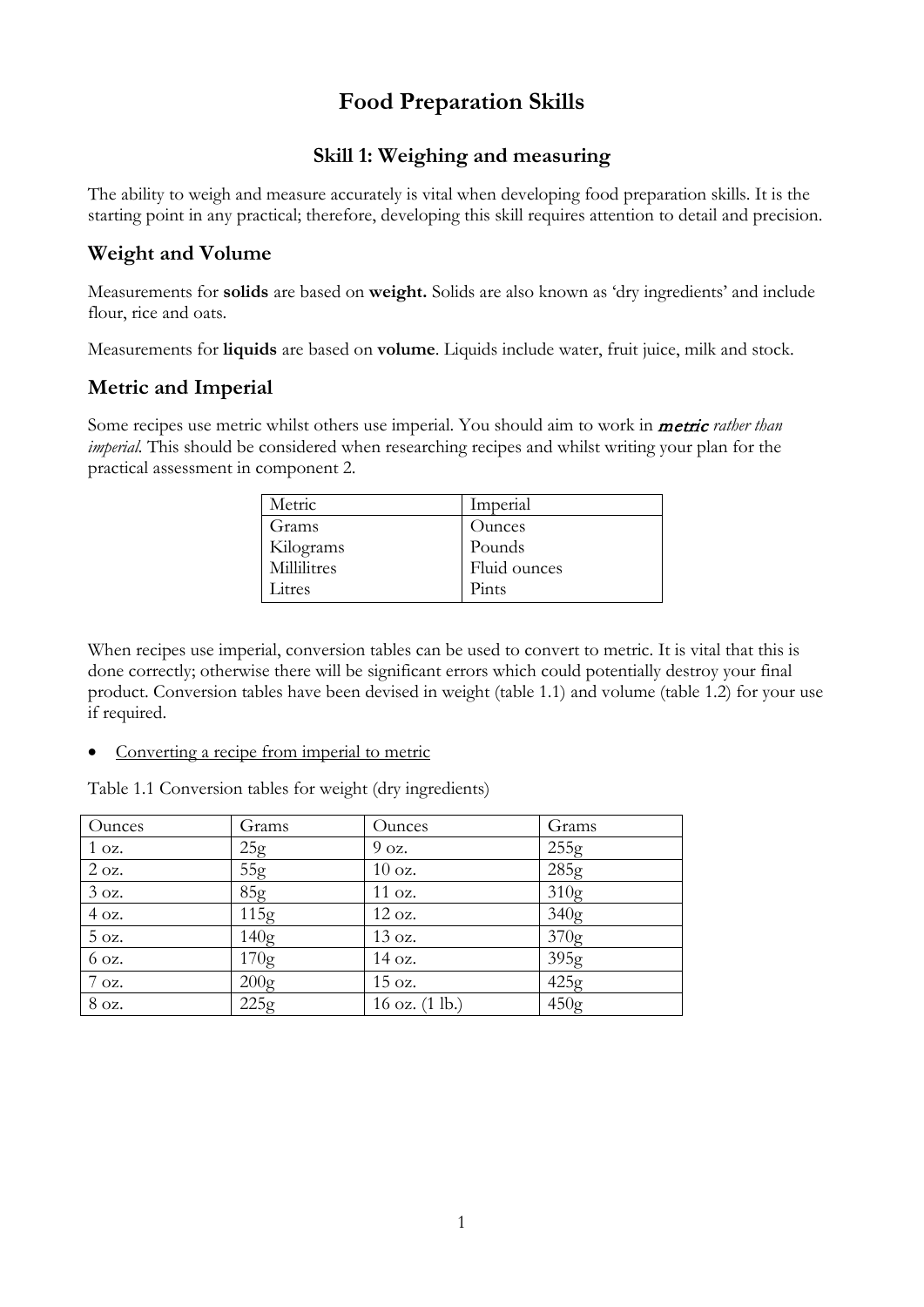# Food Preparation Skills

## Skill 1: Weighing and measuring

The ability to weigh and measure accurately is vital when developing food preparation skills. It is the starting point in any practical; therefore, developing this skill requires attention to detail and precision.

## Weight and Volume

Measurements for **solids** are based on **weight.** Solids are also known as 'dry ingredients' and include flour, rice and oats.

Measurements for **liquids** are based on **volume**. Liquids include water, fruit juice, milk and stock.

## Metric and Imperial

Some recipes use metric whilst others use imperial. You should aim to work in ***metric*** *rather than imperial.* This should be considered when researching recipes and whilst writing your plan for the practical assessment in component 2.

| Metric | Imperial |
|---|---|
| Grams | Ounces |
| Kilograms | Pounds |
| Millilitres | Fluid ounces |
| Litres | Pints |

When recipes use imperial, conversion tables can be used to convert to metric. It is vital that this is done correctly; otherwise there will be significant errors which could potentially destroy your final product. Conversion tables have been devised in weight (table 1.1) and volume (table 1.2) for your use if required.

- Converting a recipe from imperial to metric

Table 1.1 Conversion tables for weight (dry ingredients)

| Ounces | Grams | Ounces | Grams |
|---|---|---|---|
| 1 oz. | 25g | 9 oz. | 255g |
| 2 oz. | 55g | 10 oz. | 285g |
| 3 oz. | 85g | 11 oz. | 310g |
| 4 oz. | 115g | 12 oz. | 340g |
| 5 oz. | 140g | 13 oz. | 370g |
| 6 oz. | 170g | 14 oz. | 395g |
| 7 oz. | 200g | 15 oz. | 425g |
| 8 oz. | 225g | 16 oz. (1 lb.) | 450g |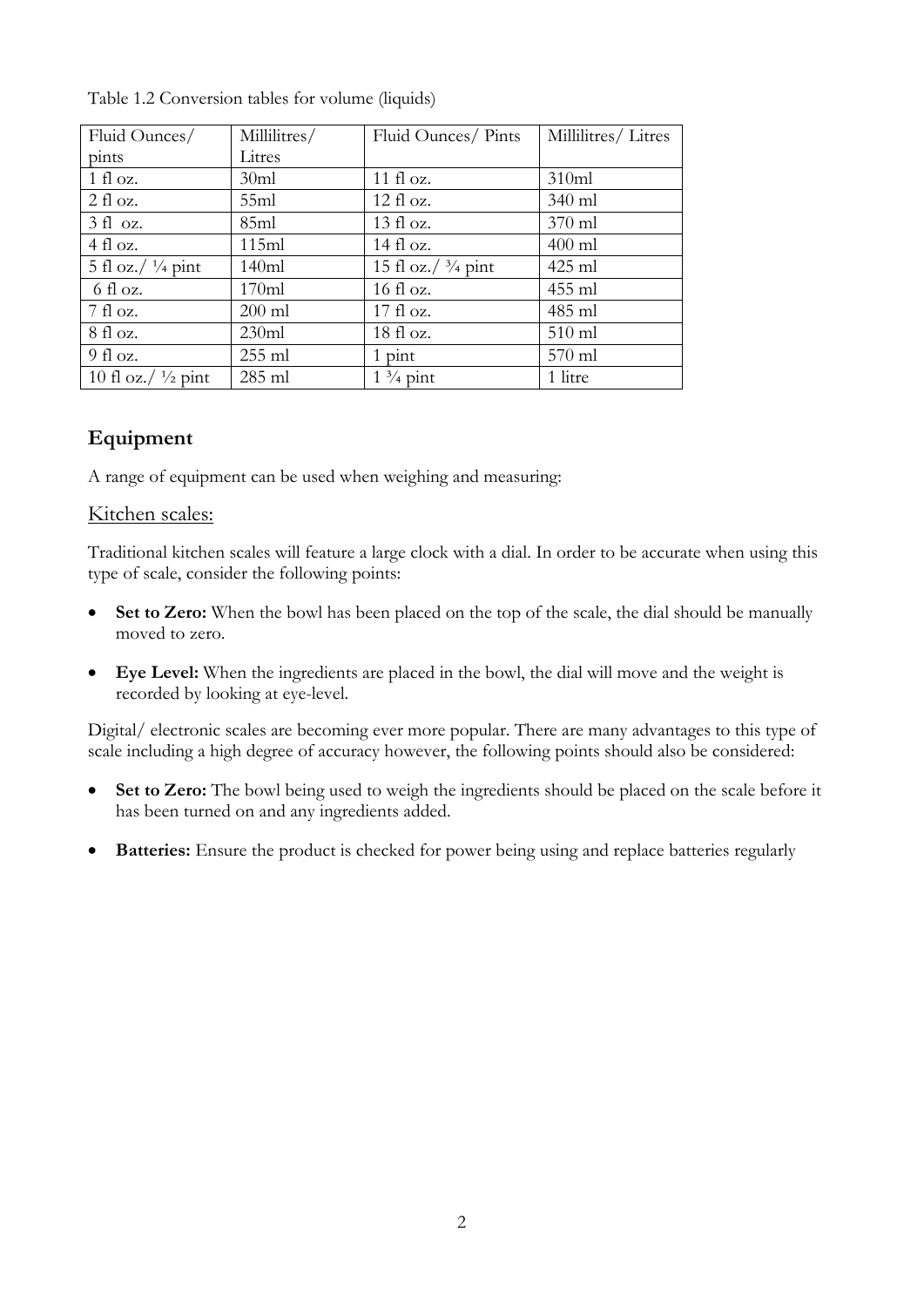Table 1.2 Conversion tables for volume (liquids)

| Fluid Ounces/ pints | Millilitres/ Litres | Fluid Ounces/ Pints | Millilitres/ Litres |
|---|---|---|---|
| 1 fl oz. | 30ml | 11 fl oz. | 310ml |
| 2 fl oz. | 55ml | 12 fl oz. | 340 ml |
| 3 fl oz. | 85ml | 13 fl oz. | 370 ml |
| 4 fl oz. | 115ml | 14 fl oz. | 400 ml |
| 5 fl oz./ ¼ pint | 140ml | 15 fl oz./ ¾ pint | 425 ml |
| 6 fl oz. | 170ml | 16 fl oz. | 455 ml |
| 7 fl oz. | 200 ml | 17 fl oz. | 485 ml |
| 8 fl oz. | 230ml | 18 fl oz. | 510 ml |
| 9 fl oz. | 255 ml | 1 pint | 570 ml |
| 10 fl oz./ ½ pint | 285 ml | 1 ¾ pint | 1 litre |

## Equipment

A range of equipment can be used when weighing and measuring:

### Kitchen scales:

Traditional kitchen scales will feature a large clock with a dial. In order to be accurate when using this type of scale, consider the following points:

- **Set to Zero:** When the bowl has been placed on the top of the scale, the dial should be manually moved to zero.
- **Eye Level:** When the ingredients are placed in the bowl, the dial will move and the weight is recorded by looking at eye-level.

Digital/ electronic scales are becoming ever more popular. There are many advantages to this type of scale including a high degree of accuracy however, the following points should also be considered:

- **Set to Zero:** The bowl being used to weigh the ingredients should be placed on the scale before it has been turned on and any ingredients added.
- **Batteries:** Ensure the product is checked for power being using and replace batteries regularly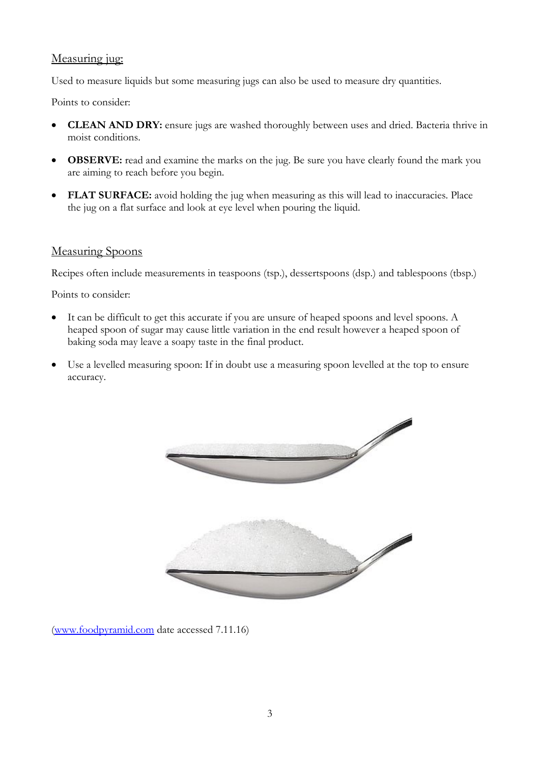## Measuring jug:

Used to measure liquids but some measuring jugs can also be used to measure dry quantities.

Points to consider:

- **CLEAN AND DRY:** ensure jugs are washed thoroughly between uses and dried. Bacteria thrive in moist conditions.
- **OBSERVE:** read and examine the marks on the jug. Be sure you have clearly found the mark you are aiming to reach before you begin.
- **FLAT SURFACE:** avoid holding the jug when measuring as this will lead to inaccuracies. Place the jug on a flat surface and look at eye level when pouring the liquid.

## Measuring Spoons

Recipes often include measurements in teaspoons (tsp.), dessertspoons (dsp.) and tablespoons (tbsp.)

Points to consider:

- It can be difficult to get this accurate if you are unsure of heaped spoons and level spoons. A heaped spoon of sugar may cause little variation in the end result however a heaped spoon of baking soda may leave a soapy taste in the final product.
- Use a levelled measuring spoon: If in doubt use a measuring spoon levelled at the top to ensure accuracy.

([www.foodpyramid.com](http://www.foodpyramid.com) date accessed 7.11.16)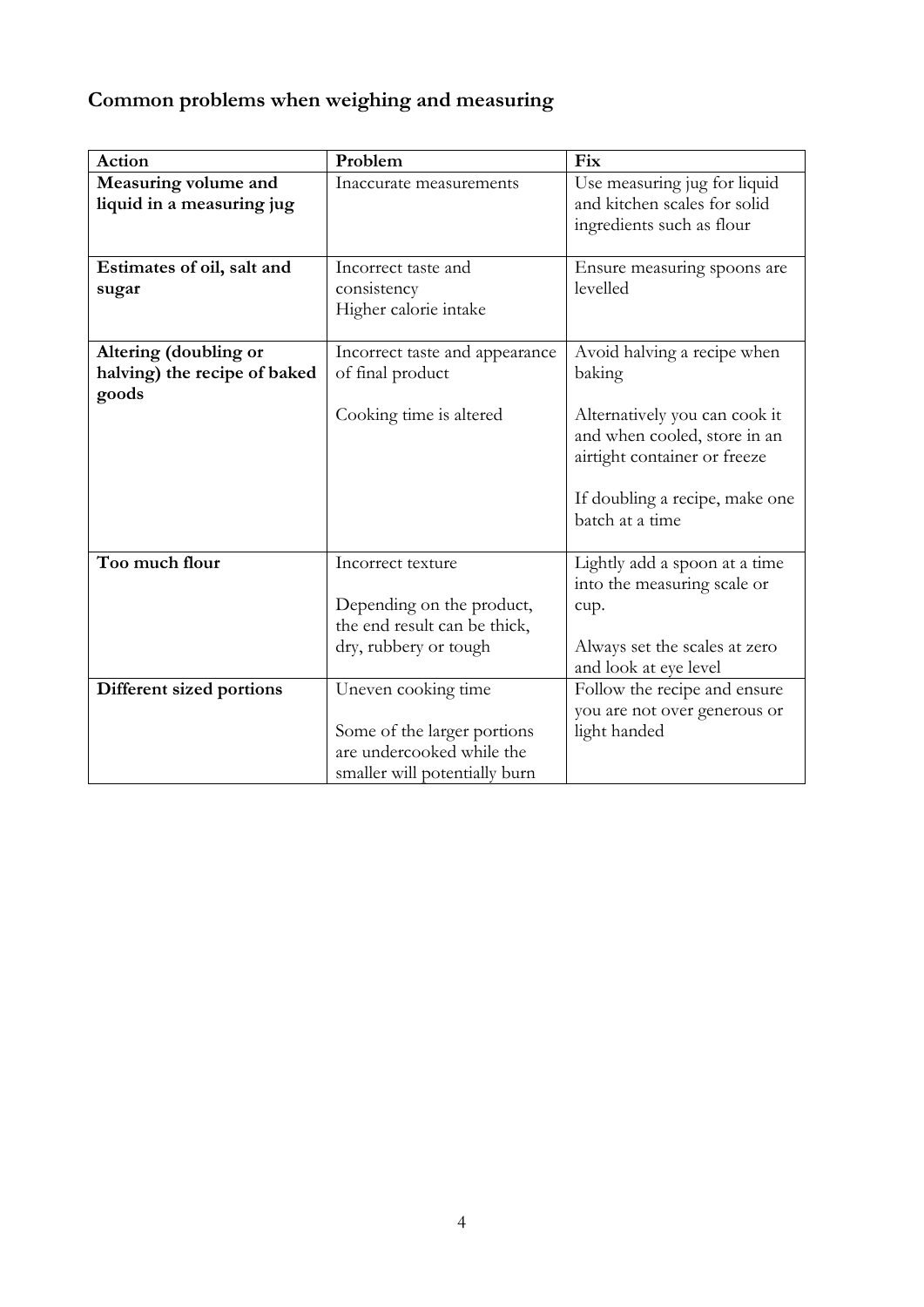## Common problems when weighing and measuring

| Action | Problem | Fix |
| --- | --- | --- |
| **Measuring volume and liquid in a measuring jug** | Inaccurate measurements | Use measuring jug for liquid and kitchen scales for solid ingredients such as flour |
| **Estimates of oil, salt and sugar** | Incorrect taste and consistency<br>Higher calorie intake | Ensure measuring spoons are levelled |
| **Altering (doubling or halving) the recipe of baked goods** | Incorrect taste and appearance of final product<br><br>Cooking time is altered | Avoid halving a recipe when baking<br><br>Alternatively you can cook it and when cooled, store in an airtight container or freeze<br><br>If doubling a recipe, make one batch at a time |
| **Too much flour** | Incorrect texture<br><br>Depending on the product, the end result can be thick, dry, rubbery or tough | Lightly add a spoon at a time into the measuring scale or cup.<br><br>Always set the scales at zero and look at eye level |
| **Different sized portions** | Uneven cooking time<br><br>Some of the larger portions are undercooked while the smaller will potentially burn | Follow the recipe and ensure you are not over generous or light handed |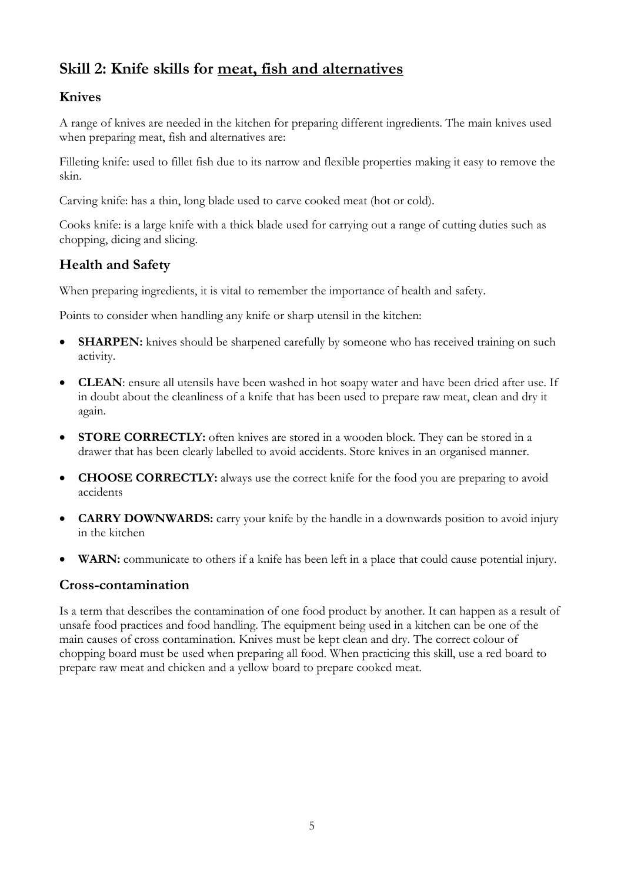## Skill 2: Knife skills for meat, fish and alternatives

### Knives

A range of knives are needed in the kitchen for preparing different ingredients. The main knives used when preparing meat, fish and alternatives are:

Filleting knife: used to fillet fish due to its narrow and flexible properties making it easy to remove the skin.

Carving knife: has a thin, long blade used to carve cooked meat (hot or cold).

Cooks knife: is a large knife with a thick blade used for carrying out a range of cutting duties such as chopping, dicing and slicing.

### Health and Safety

When preparing ingredients, it is vital to remember the importance of health and safety.

Points to consider when handling any knife or sharp utensil in the kitchen:

- **SHARPEN:** knives should be sharpened carefully by someone who has received training on such activity.
- **CLEAN**: ensure all utensils have been washed in hot soapy water and have been dried after use. If in doubt about the cleanliness of a knife that has been used to prepare raw meat, clean and dry it again.
- **STORE CORRECTLY:** often knives are stored in a wooden block. They can be stored in a drawer that has been clearly labelled to avoid accidents. Store knives in an organised manner.
- **CHOOSE CORRECTLY:** always use the correct knife for the food you are preparing to avoid accidents
- **CARRY DOWNWARDS:** carry your knife by the handle in a downwards position to avoid injury in the kitchen
- **WARN:** communicate to others if a knife has been left in a place that could cause potential injury.

### Cross-contamination

Is a term that describes the contamination of one food product by another. It can happen as a result of unsafe food practices and food handling. The equipment being used in a kitchen can be one of the main causes of cross contamination. Knives must be kept clean and dry. The correct colour of chopping board must be used when preparing all food. When practicing this skill, use a red board to prepare raw meat and chicken and a yellow board to prepare cooked meat.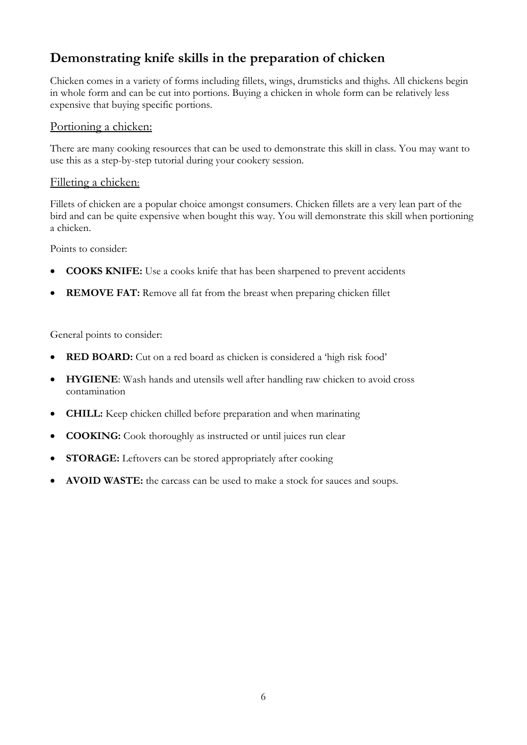## Demonstrating knife skills in the preparation of chicken

Chicken comes in a variety of forms including fillets, wings, drumsticks and thighs. All chickens begin in whole form and can be cut into portions. Buying a chicken in whole form can be relatively less expensive that buying specific portions.

### Portioning a chicken:

There are many cooking resources that can be used to demonstrate this skill in class. You may want to use this as a step-by-step tutorial during your cookery session.

### Filleting a chicken:

Fillets of chicken are a popular choice amongst consumers. Chicken fillets are a very lean part of the bird and can be quite expensive when bought this way. You will demonstrate this skill when portioning a chicken.

Points to consider:

- **COOKS KNIFE:** Use a cooks knife that has been sharpened to prevent accidents
- **REMOVE FAT:** Remove all fat from the breast when preparing chicken fillet

General points to consider:

- **RED BOARD:** Cut on a red board as chicken is considered a 'high risk food'
- **HYGIENE**: Wash hands and utensils well after handling raw chicken to avoid cross contamination
- **CHILL:** Keep chicken chilled before preparation and when marinating
- **COOKING:** Cook thoroughly as instructed or until juices run clear
- **STORAGE:** Leftovers can be stored appropriately after cooking
- **AVOID WASTE:** the carcass can be used to make a stock for sauces and soups.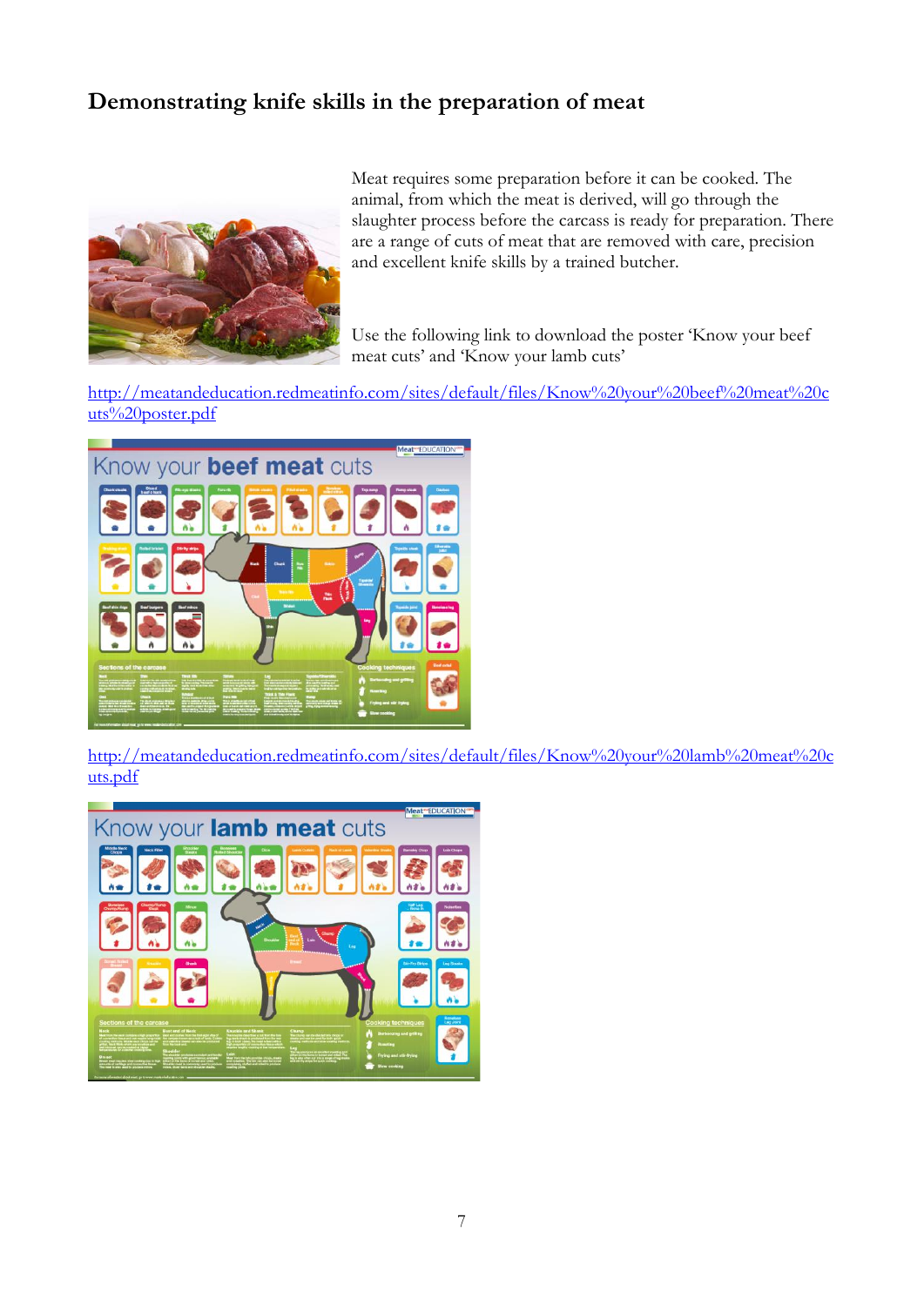## Demonstrating knife skills in the preparation of meat

Meat requires some preparation before it can be cooked. The animal, from which the meat is derived, will go through the slaughter process before the carcass is ready for preparation. There are a range of cuts of meat that are removed with care, precision and excellent knife skills by a trained butcher.

Use the following link to download the poster 'Know your beef meat cuts' and 'Know your lamb cuts'

http://meatandeducation.redmeatinfo.com/sites/default/files/Know%20your%20beef%20meat%20cuts%20poster.pdf

http://meatandeducation.redmeatinfo.com/sites/default/files/Know%20your%20lamb%20meat%20cuts.pdf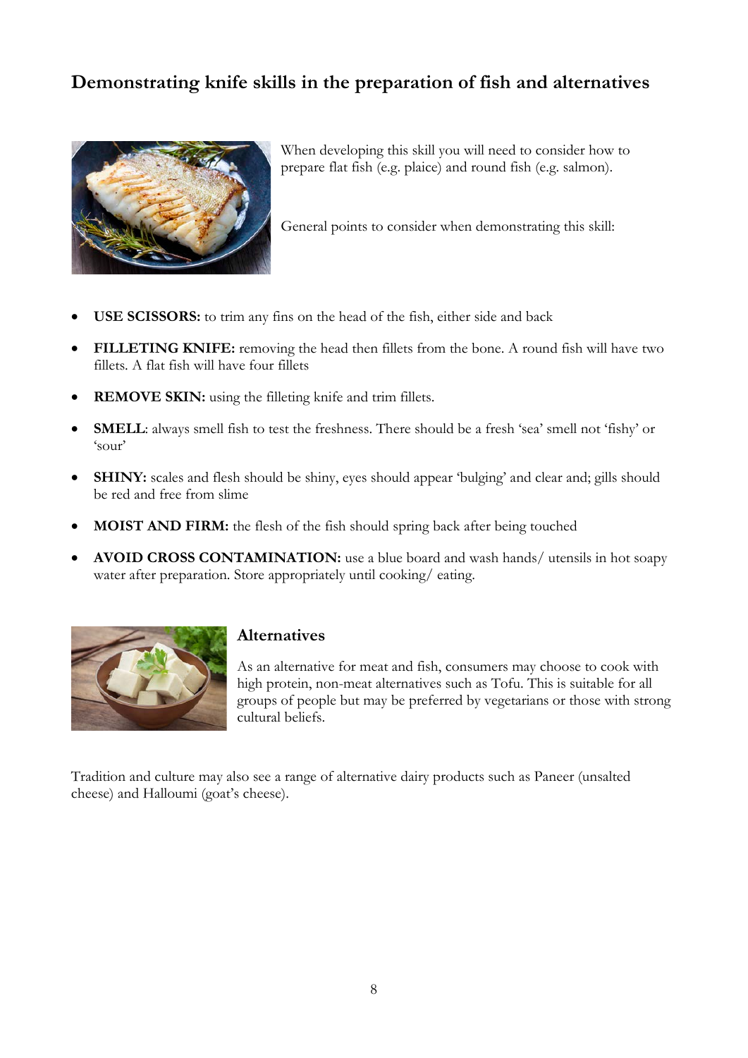## Demonstrating knife skills in the preparation of fish and alternatives

When developing this skill you will need to consider how to prepare flat fish (e.g. plaice) and round fish (e.g. salmon).

General points to consider when demonstrating this skill:

- **USE SCISSORS:** to trim any fins on the head of the fish, either side and back
- **FILLETING KNIFE:** removing the head then fillets from the bone. A round fish will have two fillets. A flat fish will have four fillets
- **REMOVE SKIN:** using the filleting knife and trim fillets.
- **SMELL**: always smell fish to test the freshness. There should be a fresh 'sea' smell not 'fishy' or 'sour'
- **SHINY:** scales and flesh should be shiny, eyes should appear 'bulging' and clear and; gills should be red and free from slime
- **MOIST AND FIRM:** the flesh of the fish should spring back after being touched
- **AVOID CROSS CONTAMINATION:** use a blue board and wash hands/ utensils in hot soapy water after preparation. Store appropriately until cooking/ eating.

### Alternatives

As an alternative for meat and fish, consumers may choose to cook with high protein, non-meat alternatives such as Tofu. This is suitable for all groups of people but may be preferred by vegetarians or those with strong cultural beliefs.

Tradition and culture may also see a range of alternative dairy products such as Paneer (unsalted cheese) and Halloumi (goat's cheese).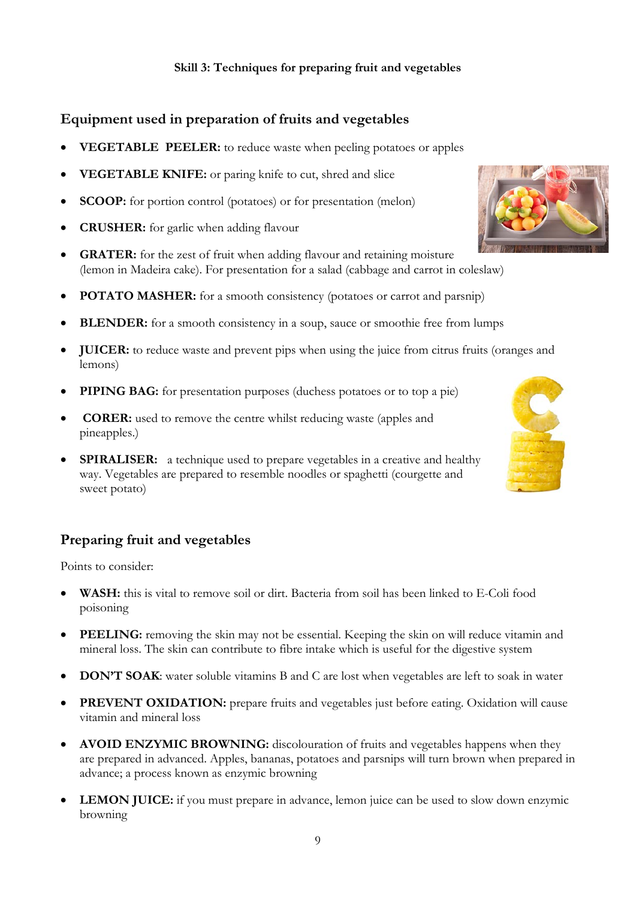**Skill 3: Techniques for preparing fruit and vegetables**

## Equipment used in preparation of fruits and vegetables

- **VEGETABLE PEELER:** to reduce waste when peeling potatoes or apples
- **VEGETABLE KNIFE:** or paring knife to cut, shred and slice
- **SCOOP:** for portion control (potatoes) or for presentation (melon)
- **CRUSHER:** for garlic when adding flavour
- **GRATER:** for the zest of fruit when adding flavour and retaining moisture (lemon in Madeira cake). For presentation for a salad (cabbage and carrot in coleslaw)
- **POTATO MASHER:** for a smooth consistency (potatoes or carrot and parsnip)
- **BLENDER:** for a smooth consistency in a soup, sauce or smoothie free from lumps
- **JUICER:** to reduce waste and prevent pips when using the juice from citrus fruits (oranges and lemons)
- **PIPING BAG:** for presentation purposes (duchess potatoes or to top a pie)
- **CORER:** used to remove the centre whilst reducing waste (apples and pineapples.)
- **SPIRALISER:** a technique used to prepare vegetables in a creative and healthy way. Vegetables are prepared to resemble noodles or spaghetti (courgette and sweet potato)

## Preparing fruit and vegetables

Points to consider:

- **WASH:** this is vital to remove soil or dirt. Bacteria from soil has been linked to E-Coli food poisoning
- **PEELING:** removing the skin may not be essential. Keeping the skin on will reduce vitamin and mineral loss. The skin can contribute to fibre intake which is useful for the digestive system
- **DON'T SOAK**: water soluble vitamins B and C are lost when vegetables are left to soak in water
- **PREVENT OXIDATION:** prepare fruits and vegetables just before eating. Oxidation will cause vitamin and mineral loss
- **AVOID ENZYMIC BROWNING:** discolouration of fruits and vegetables happens when they are prepared in advanced. Apples, bananas, potatoes and parsnips will turn brown when prepared in advance; a process known as enzymic browning
- **LEMON JUICE:** if you must prepare in advance, lemon juice can be used to slow down enzymic browning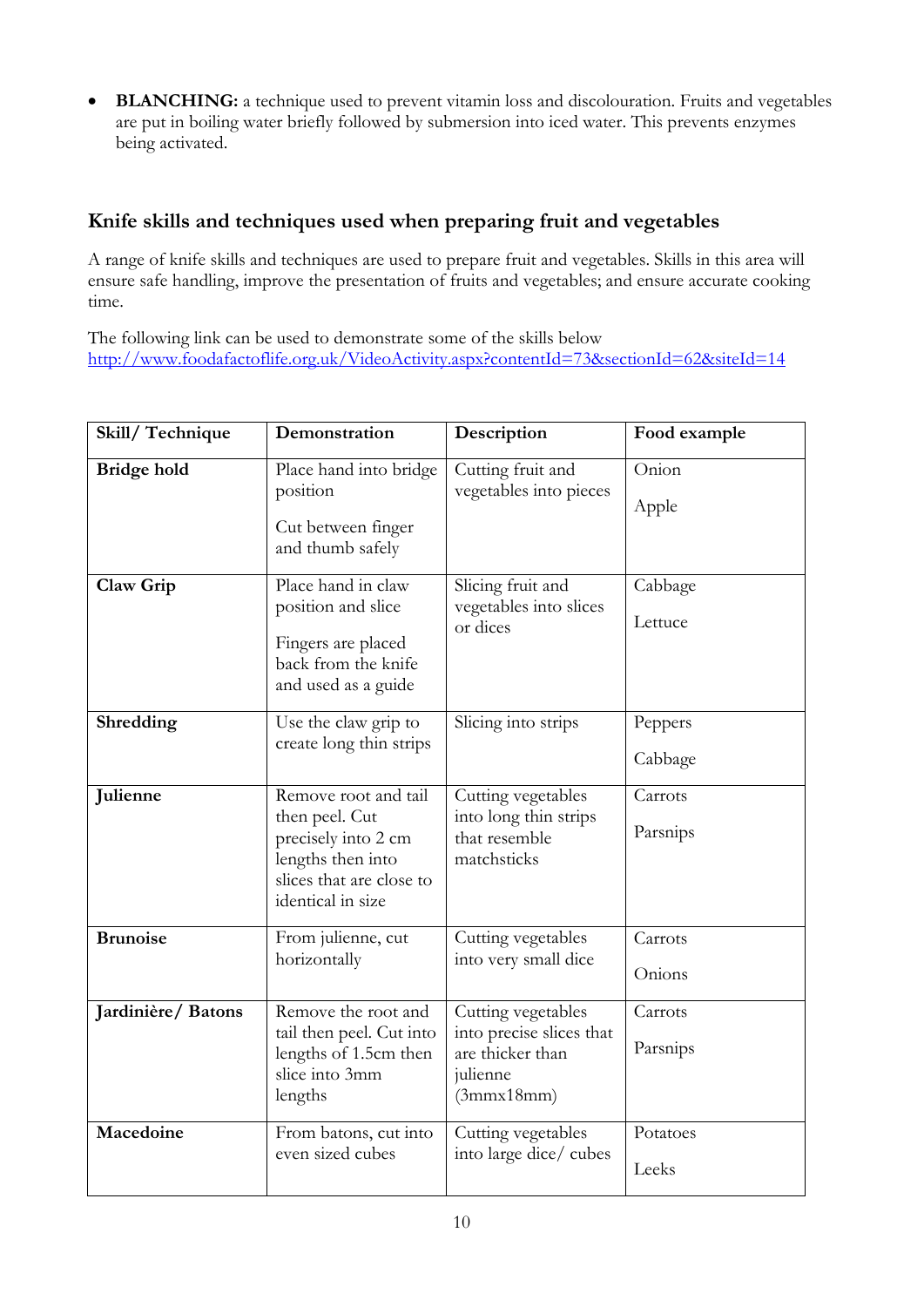- **BLANCHING:** a technique used to prevent vitamin loss and discolouration. Fruits and vegetables are put in boiling water briefly followed by submersion into iced water. This prevents enzymes being activated.

## Knife skills and techniques used when preparing fruit and vegetables

A range of knife skills and techniques are used to prepare fruit and vegetables. Skills in this area will ensure safe handling, improve the presentation of fruits and vegetables; and ensure accurate cooking time.

The following link can be used to demonstrate some of the skills below
http://www.foodafactoflife.org.uk/VideoActivity.aspx?contentId=73&sectionId=62&siteId=14

| Skill/ Technique | Demonstration | Description | Food example |
|---|---|---|---|
| **Bridge hold** | Place hand into bridge position<br>Cut between finger and thumb safely | Cutting fruit and vegetables into pieces | Onion<br>Apple |
| **Claw Grip** | Place hand in claw position and slice<br>Fingers are placed back from the knife and used as a guide | Slicing fruit and vegetables into slices or dices | Cabbage<br>Lettuce |
| **Shredding** | Use the claw grip to create long thin strips | Slicing into strips | Peppers<br>Cabbage |
| **Julienne** | Remove root and tail then peel. Cut precisely into 2 cm lengths then into slices that are close to identical in size | Cutting vegetables into long thin strips that resemble matchsticks | Carrots<br>Parsnips |
| **Brunoise** | From julienne, cut horizontally | Cutting vegetables into very small dice | Carrots<br>Onions |
| **Jardinière/ Batons** | Remove the root and tail then peel. Cut into lengths of 1.5cm then slice into 3mm lengths | Cutting vegetables into precise slices that are thicker than julienne (3mmx18mm) | Carrots<br>Parsnips |
| **Macedoine** | From batons, cut into even sized cubes | Cutting vegetables into large dice/ cubes | Potatoes<br>Leeks |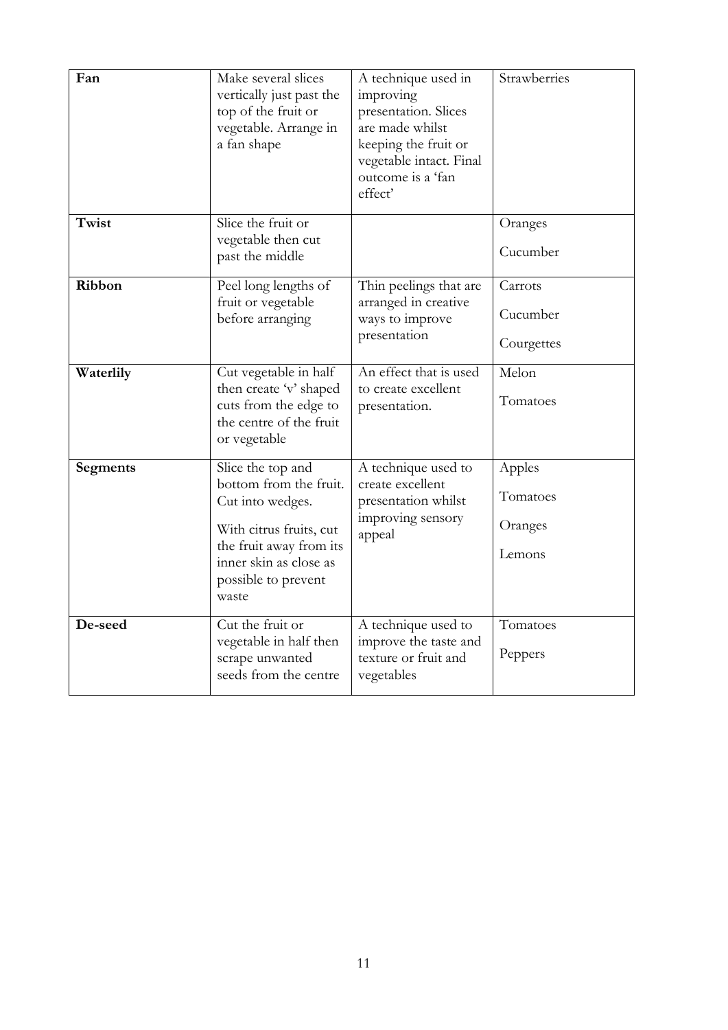| **Fan** | Make several slices vertically just past the top of the fruit or vegetable. Arrange in a fan shape | A technique used in improving presentation. Slices are made whilst keeping the fruit or vegetable intact. Final outcome is a 'fan effect' | Strawberries |
|---|---|---|---|
| **Twist** | Slice the fruit or vegetable then cut past the middle | | Oranges<br><br>Cucumber |
| **Ribbon** | Peel long lengths of fruit or vegetable before arranging | Thin peelings that are arranged in creative ways to improve presentation | Carrots<br><br>Cucumber<br><br>Courgettes |
| **Waterlily** | Cut vegetable in half then create 'v' shaped cuts from the edge to the centre of the fruit or vegetable | An effect that is used to create excellent presentation. | Melon<br><br>Tomatoes |
| **Segments** | Slice the top and bottom from the fruit. Cut into wedges.<br><br>With citrus fruits, cut the fruit away from its inner skin as close as possible to prevent waste | A technique used to create excellent presentation whilst improving sensory appeal | Apples<br><br>Tomatoes<br><br>Oranges<br><br>Lemons |
| **De-seed** | Cut the fruit or vegetable in half then scrape unwanted seeds from the centre | A technique used to improve the taste and texture or fruit and vegetables | Tomatoes<br><br>Peppers |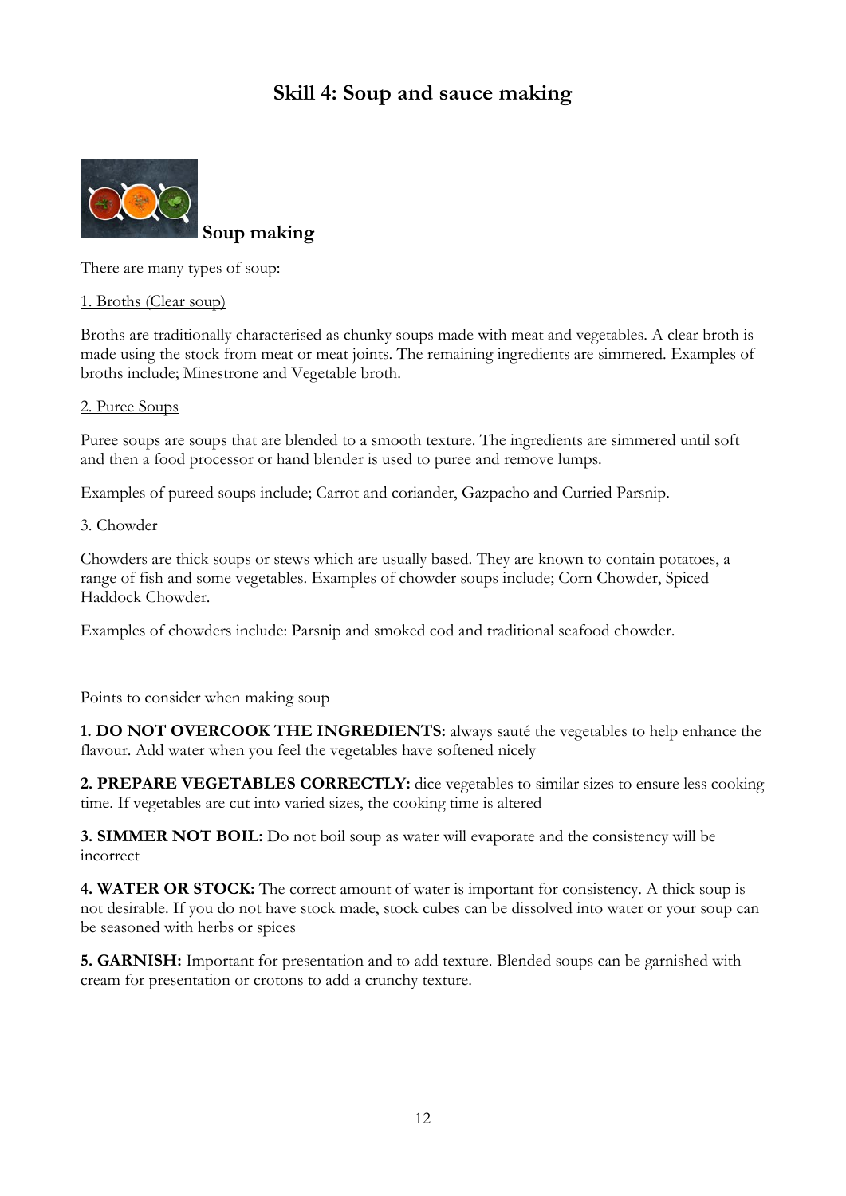# Skill 4: Soup and sauce making

## Soup making

There are many types of soup:

1. Broths (Clear soup)

Broths are traditionally characterised as chunky soups made with meat and vegetables. A clear broth is made using the stock from meat or meat joints. The remaining ingredients are simmered. Examples of broths include; Minestrone and Vegetable broth.

2. Puree Soups

Puree soups are soups that are blended to a smooth texture. The ingredients are simmered until soft and then a food processor or hand blender is used to puree and remove lumps.

Examples of pureed soups include; Carrot and coriander, Gazpacho and Curried Parsnip.

3. Chowder

Chowders are thick soups or stews which are usually based. They are known to contain potatoes, a range of fish and some vegetables. Examples of chowder soups include; Corn Chowder, Spiced Haddock Chowder.

Examples of chowders include: Parsnip and smoked cod and traditional seafood chowder.

Points to consider when making soup

**1. DO NOT OVERCOOK THE INGREDIENTS:** always sauté the vegetables to help enhance the flavour. Add water when you feel the vegetables have softened nicely

**2. PREPARE VEGETABLES CORRECTLY:** dice vegetables to similar sizes to ensure less cooking time. If vegetables are cut into varied sizes, the cooking time is altered

**3. SIMMER NOT BOIL:** Do not boil soup as water will evaporate and the consistency will be incorrect

**4. WATER OR STOCK:** The correct amount of water is important for consistency. A thick soup is not desirable. If you do not have stock made, stock cubes can be dissolved into water or your soup can be seasoned with herbs or spices

**5. GARNISH:** Important for presentation and to add texture. Blended soups can be garnished with cream for presentation or crotons to add a crunchy texture.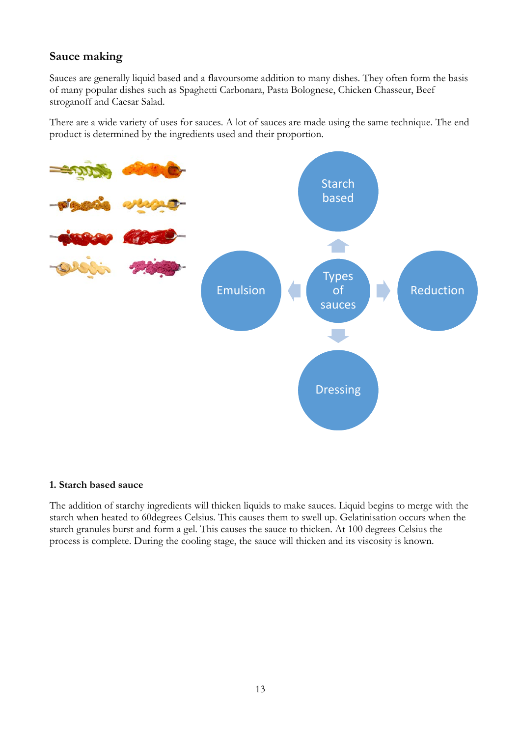## Sauce making

Sauces are generally liquid based and a flavoursome addition to many dishes. They often form the basis of many popular dishes such as Spaghetti Carbonara, Pasta Bolognese, Chicken Chasseur, Beef stroganoff and Caesar Salad.

There are a wide variety of uses for sauces. A lot of sauces are made using the same technique. The end product is determined by the ingredients used and their proportion.

- Types of sauces
  - Starch based
  - Reduction
  - Dressing
  - Emulsion

### 1. Starch based sauce

The addition of starchy ingredients will thicken liquids to make sauces. Liquid begins to merge with the starch when heated to 60degrees Celsius. This causes them to swell up. Gelatinisation occurs when the starch granules burst and form a gel. This causes the sauce to thicken. At 100 degrees Celsius the process is complete. During the cooling stage, the sauce will thicken and its viscosity is known.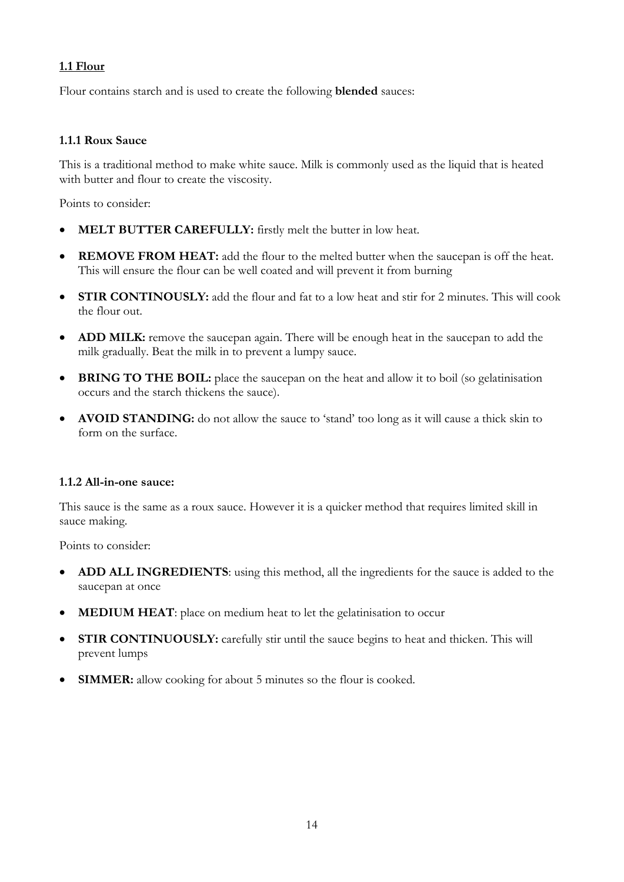## 1.1 Flour

Flour contains starch and is used to create the following **blended** sauces:

### 1.1.1 Roux Sauce

This is a traditional method to make white sauce. Milk is commonly used as the liquid that is heated with butter and flour to create the viscosity.

Points to consider:

- **MELT BUTTER CAREFULLY:** firstly melt the butter in low heat.
- **REMOVE FROM HEAT:** add the flour to the melted butter when the saucepan is off the heat. This will ensure the flour can be well coated and will prevent it from burning
- **STIR CONTINOUSLY:** add the flour and fat to a low heat and stir for 2 minutes. This will cook the flour out.
- **ADD MILK:** remove the saucepan again. There will be enough heat in the saucepan to add the milk gradually. Beat the milk in to prevent a lumpy sauce.
- **BRING TO THE BOIL:** place the saucepan on the heat and allow it to boil (so gelatinisation occurs and the starch thickens the sauce).
- **AVOID STANDING:** do not allow the sauce to 'stand' too long as it will cause a thick skin to form on the surface.

### 1.1.2 All-in-one sauce:

This sauce is the same as a roux sauce. However it is a quicker method that requires limited skill in sauce making.

Points to consider:

- **ADD ALL INGREDIENTS**: using this method, all the ingredients for the sauce is added to the saucepan at once
- **MEDIUM HEAT**: place on medium heat to let the gelatinisation to occur
- **STIR CONTINUOUSLY:** carefully stir until the sauce begins to heat and thicken. This will prevent lumps
- **SIMMER:** allow cooking for about 5 minutes so the flour is cooked.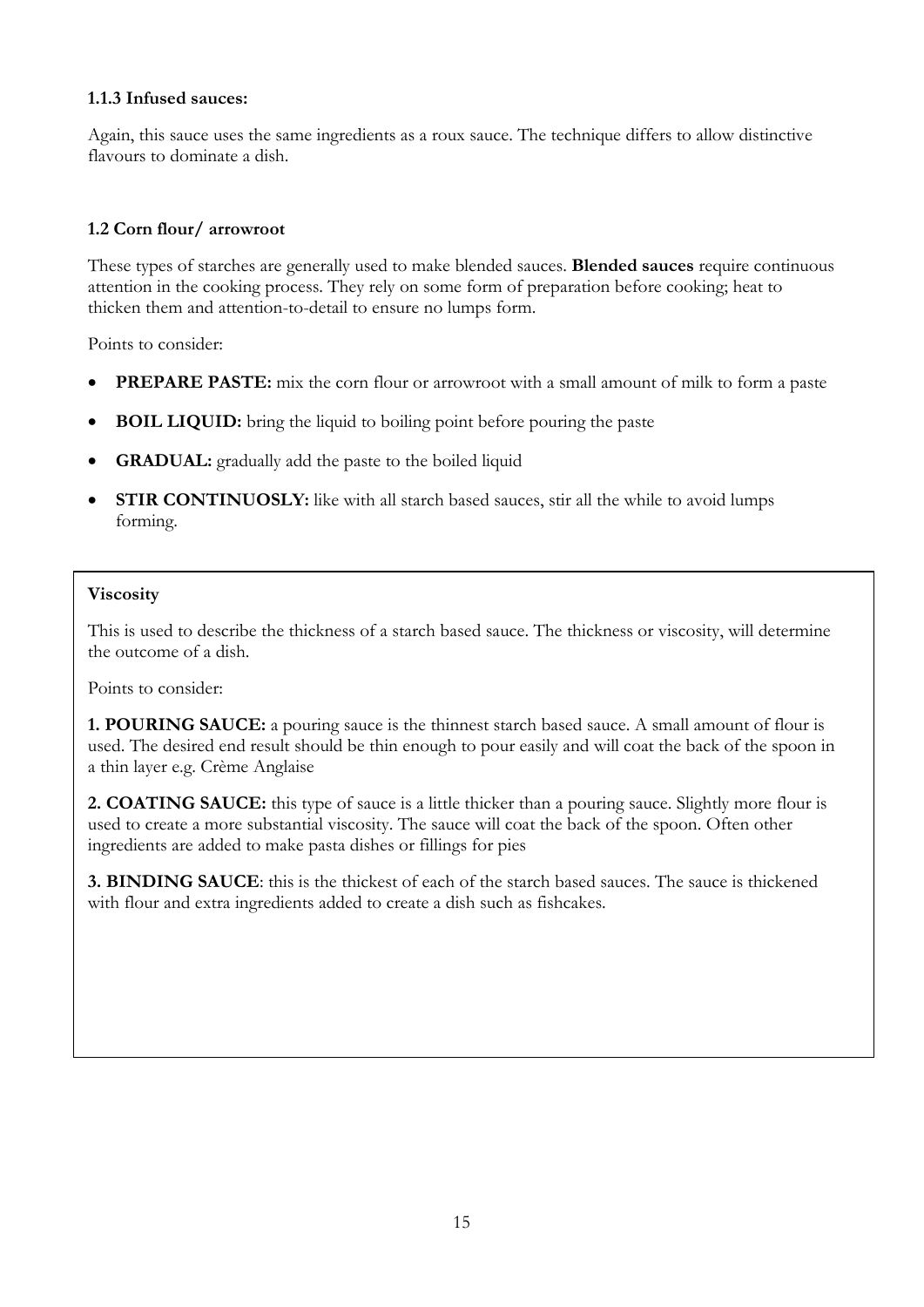### 1.1.3 Infused sauces:

Again, this sauce uses the same ingredients as a roux sauce. The technique differs to allow distinctive flavours to dominate a dish.

### 1.2 Corn flour/ arrowroot

These types of starches are generally used to make blended sauces. **Blended sauces** require continuous attention in the cooking process. They rely on some form of preparation before cooking; heat to thicken them and attention-to-detail to ensure no lumps form.

Points to consider:

- **PREPARE PASTE:** mix the corn flour or arrowroot with a small amount of milk to form a paste
- **BOIL LIQUID:** bring the liquid to boiling point before pouring the paste
- **GRADUAL:** gradually add the paste to the boiled liquid
- **STIR CONTINUOSLY:** like with all starch based sauces, stir all the while to avoid lumps forming.

**Viscosity**

This is used to describe the thickness of a starch based sauce. The thickness or viscosity, will determine the outcome of a dish.

Points to consider:

**1. POURING SAUCE:** a pouring sauce is the thinnest starch based sauce. A small amount of flour is used. The desired end result should be thin enough to pour easily and will coat the back of the spoon in a thin layer e.g. Crème Anglaise

**2. COATING SAUCE:** this type of sauce is a little thicker than a pouring sauce. Slightly more flour is used to create a more substantial viscosity. The sauce will coat the back of the spoon. Often other ingredients are added to make pasta dishes or fillings for pies

**3. BINDING SAUCE**: this is the thickest of each of the starch based sauces. The sauce is thickened with flour and extra ingredients added to create a dish such as fishcakes.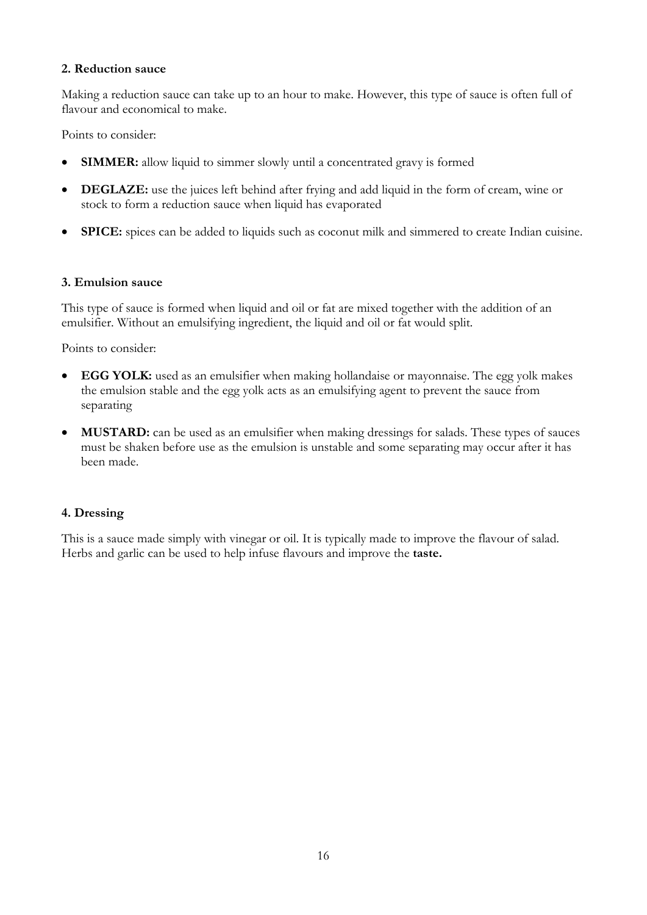### 2. Reduction sauce

Making a reduction sauce can take up to an hour to make. However, this type of sauce is often full of flavour and economical to make.

Points to consider:

- **SIMMER:** allow liquid to simmer slowly until a concentrated gravy is formed
- **DEGLAZE:** use the juices left behind after frying and add liquid in the form of cream, wine or stock to form a reduction sauce when liquid has evaporated
- **SPICE:** spices can be added to liquids such as coconut milk and simmered to create Indian cuisine.

### 3. Emulsion sauce

This type of sauce is formed when liquid and oil or fat are mixed together with the addition of an emulsifier. Without an emulsifying ingredient, the liquid and oil or fat would split.

Points to consider:

- **EGG YOLK:** used as an emulsifier when making hollandaise or mayonnaise. The egg yolk makes the emulsion stable and the egg yolk acts as an emulsifying agent to prevent the sauce from separating
- **MUSTARD:** can be used as an emulsifier when making dressings for salads. These types of sauces must be shaken before use as the emulsion is unstable and some separating may occur after it has been made.

### 4. Dressing

This is a sauce made simply with vinegar or oil. It is typically made to improve the flavour of salad. Herbs and garlic can be used to help infuse flavours and improve the **taste.**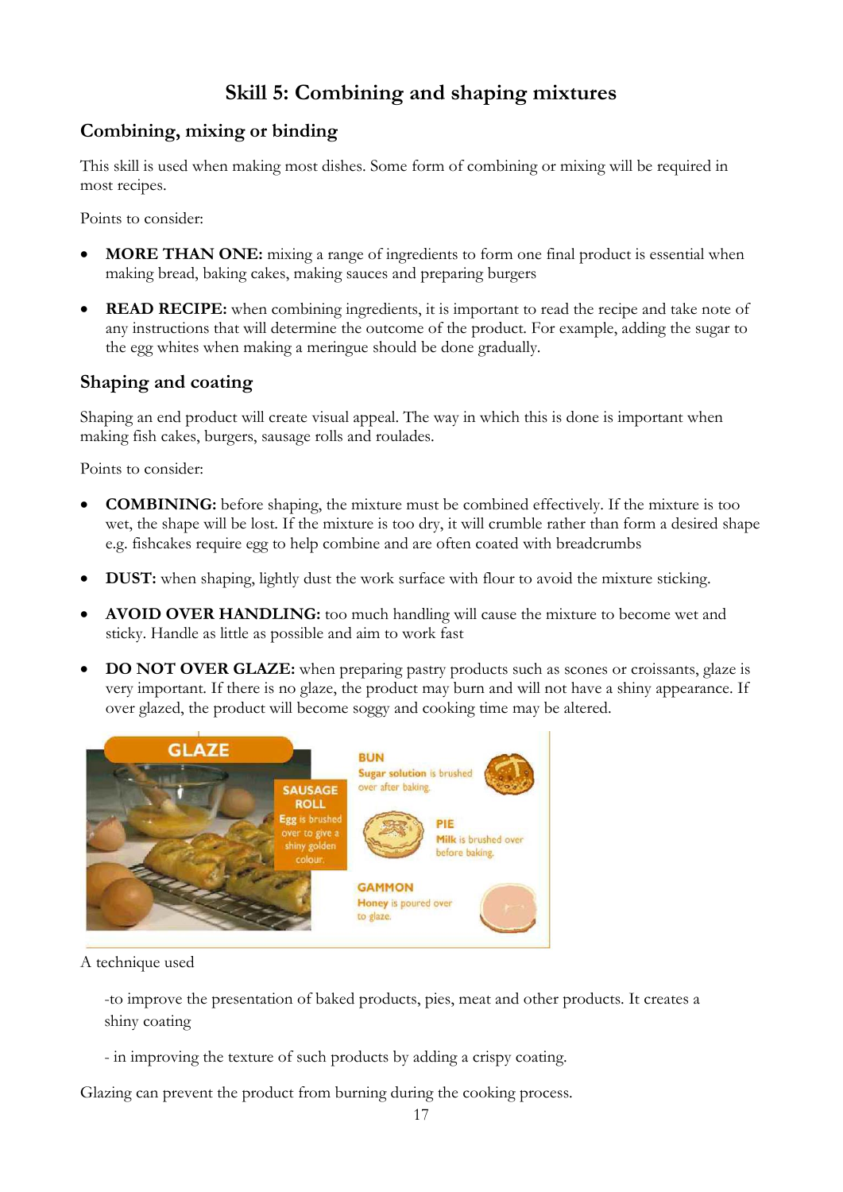# Skill 5: Combining and shaping mixtures

## Combining, mixing or binding

This skill is used when making most dishes. Some form of combining or mixing will be required in most recipes.

Points to consider:

- **MORE THAN ONE:** mixing a range of ingredients to form one final product is essential when making bread, baking cakes, making sauces and preparing burgers
- **READ RECIPE:** when combining ingredients, it is important to read the recipe and take note of any instructions that will determine the outcome of the product. For example, adding the sugar to the egg whites when making a meringue should be done gradually.

## Shaping and coating

Shaping an end product will create visual appeal. The way in which this is done is important when making fish cakes, burgers, sausage rolls and roulades.

Points to consider:

- **COMBINING:** before shaping, the mixture must be combined effectively. If the mixture is too wet, the shape will be lost. If the mixture is too dry, it will crumble rather than form a desired shape e.g. fishcakes require egg to help combine and are often coated with breadcrumbs
- **DUST:** when shaping, lightly dust the work surface with flour to avoid the mixture sticking.
- **AVOID OVER HANDLING:** too much handling will cause the mixture to become wet and sticky. Handle as little as possible and aim to work fast
- **DO NOT OVER GLAZE:** when preparing pastry products such as scones or croissants, glaze is very important. If there is no glaze, the product may burn and will not have a shiny appearance. If over glazed, the product will become soggy and cooking time may be altered.

**GLAZE**

**SAUSAGE ROLL** – **Egg** is brushed over to give a shiny golden colour.

**BUN** – **Sugar solution** is brushed over after baking.

**PIE** – **Milk** is brushed over before baking.

**GAMMON** – **Honey** is poured over to glaze.

A technique used

-to improve the presentation of baked products, pies, meat and other products. It creates a shiny coating

- in improving the texture of such products by adding a crispy coating.

Glazing can prevent the product from burning during the cooking process.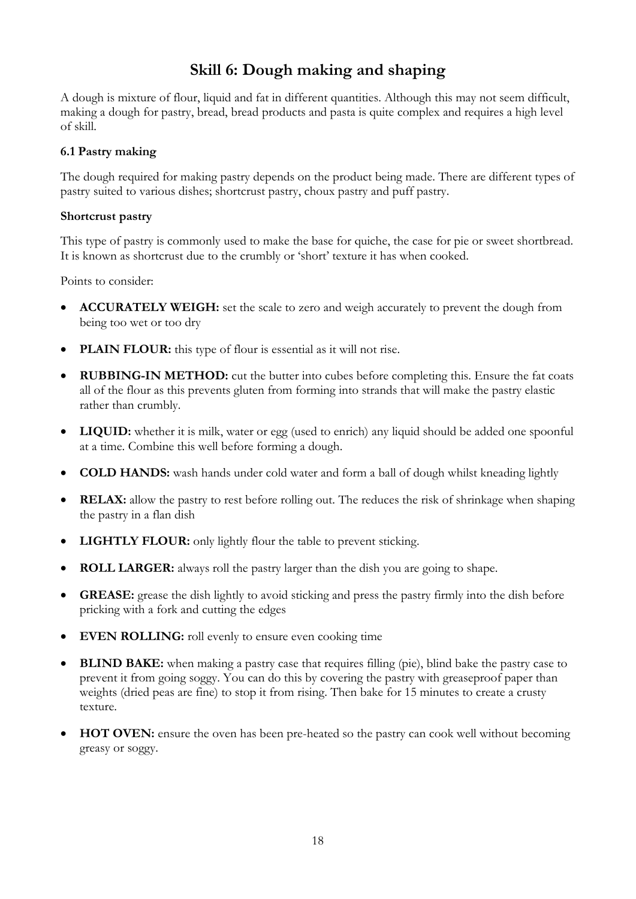# Skill 6: Dough making and shaping

A dough is mixture of flour, liquid and fat in different quantities. Although this may not seem difficult, making a dough for pastry, bread, bread products and pasta is quite complex and requires a high level of skill.

### 6.1 Pastry making

The dough required for making pastry depends on the product being made. There are different types of pastry suited to various dishes; shortcrust pastry, choux pastry and puff pastry.

#### Shortcrust pastry

This type of pastry is commonly used to make the base for quiche, the case for pie or sweet shortbread. It is known as shortcrust due to the crumbly or 'short' texture it has when cooked.

Points to consider:

- **ACCURATELY WEIGH:** set the scale to zero and weigh accurately to prevent the dough from being too wet or too dry
- **PLAIN FLOUR:** this type of flour is essential as it will not rise.
- **RUBBING-IN METHOD:** cut the butter into cubes before completing this. Ensure the fat coats all of the flour as this prevents gluten from forming into strands that will make the pastry elastic rather than crumbly.
- **LIQUID:** whether it is milk, water or egg (used to enrich) any liquid should be added one spoonful at a time. Combine this well before forming a dough.
- **COLD HANDS:** wash hands under cold water and form a ball of dough whilst kneading lightly
- **RELAX:** allow the pastry to rest before rolling out. The reduces the risk of shrinkage when shaping the pastry in a flan dish
- **LIGHTLY FLOUR:** only lightly flour the table to prevent sticking.
- **ROLL LARGER:** always roll the pastry larger than the dish you are going to shape.
- **GREASE:** grease the dish lightly to avoid sticking and press the pastry firmly into the dish before pricking with a fork and cutting the edges
- **EVEN ROLLING:** roll evenly to ensure even cooking time
- **BLIND BAKE:** when making a pastry case that requires filling (pie), blind bake the pastry case to prevent it from going soggy. You can do this by covering the pastry with greaseproof paper than weights (dried peas are fine) to stop it from rising. Then bake for 15 minutes to create a crusty texture.
- **HOT OVEN:** ensure the oven has been pre-heated so the pastry can cook well without becoming greasy or soggy.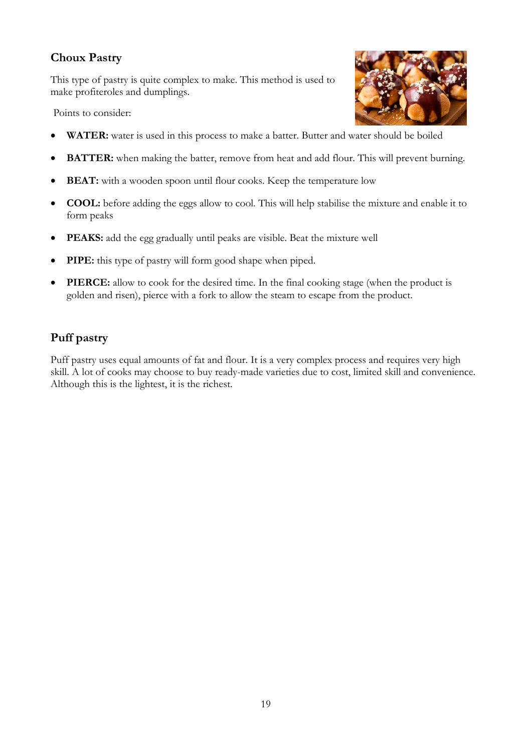## Choux Pastry

This type of pastry is quite complex to make. This method is used to make profiteroles and dumplings.

Points to consider:

- **WATER:** water is used in this process to make a batter. Butter and water should be boiled
- **BATTER:** when making the batter, remove from heat and add flour. This will prevent burning.
- **BEAT:** with a wooden spoon until flour cooks. Keep the temperature low
- **COOL:** before adding the eggs allow to cool. This will help stabilise the mixture and enable it to form peaks
- **PEAKS:** add the egg gradually until peaks are visible. Beat the mixture well
- **PIPE:** this type of pastry will form good shape when piped.
- **PIERCE:** allow to cook for the desired time. In the final cooking stage (when the product is golden and risen), pierce with a fork to allow the steam to escape from the product.

## Puff pastry

Puff pastry uses equal amounts of fat and flour. It is a very complex process and requires very high skill. A lot of cooks may choose to buy ready-made varieties due to cost, limited skill and convenience. Although this is the lightest, it is the richest.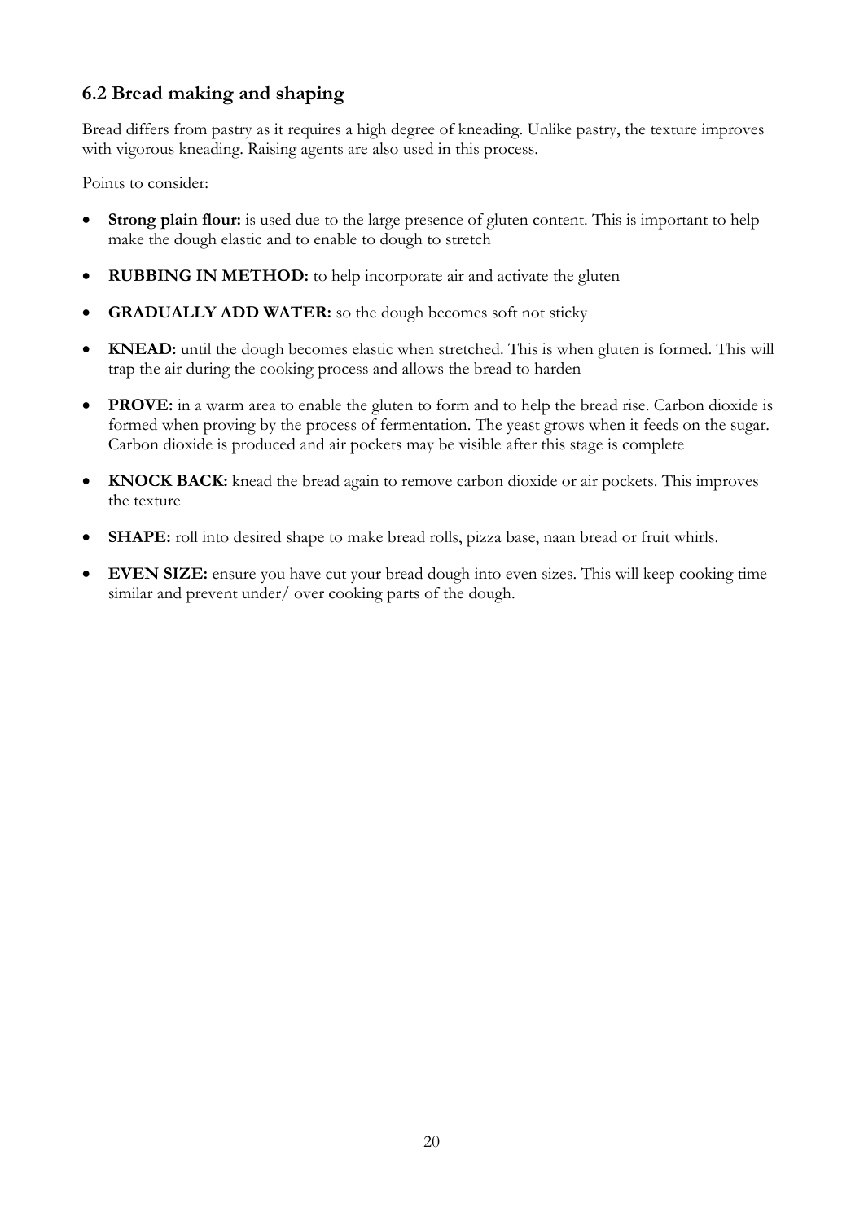## 6.2 Bread making and shaping

Bread differs from pastry as it requires a high degree of kneading. Unlike pastry, the texture improves with vigorous kneading. Raising agents are also used in this process.

Points to consider:

- **Strong plain flour:** is used due to the large presence of gluten content. This is important to help make the dough elastic and to enable to dough to stretch
- **RUBBING IN METHOD:** to help incorporate air and activate the gluten
- **GRADUALLY ADD WATER:** so the dough becomes soft not sticky
- **KNEAD:** until the dough becomes elastic when stretched. This is when gluten is formed. This will trap the air during the cooking process and allows the bread to harden
- **PROVE:** in a warm area to enable the gluten to form and to help the bread rise. Carbon dioxide is formed when proving by the process of fermentation. The yeast grows when it feeds on the sugar. Carbon dioxide is produced and air pockets may be visible after this stage is complete
- **KNOCK BACK:** knead the bread again to remove carbon dioxide or air pockets. This improves the texture
- **SHAPE:** roll into desired shape to make bread rolls, pizza base, naan bread or fruit whirls.
- **EVEN SIZE:** ensure you have cut your bread dough into even sizes. This will keep cooking time similar and prevent under/ over cooking parts of the dough.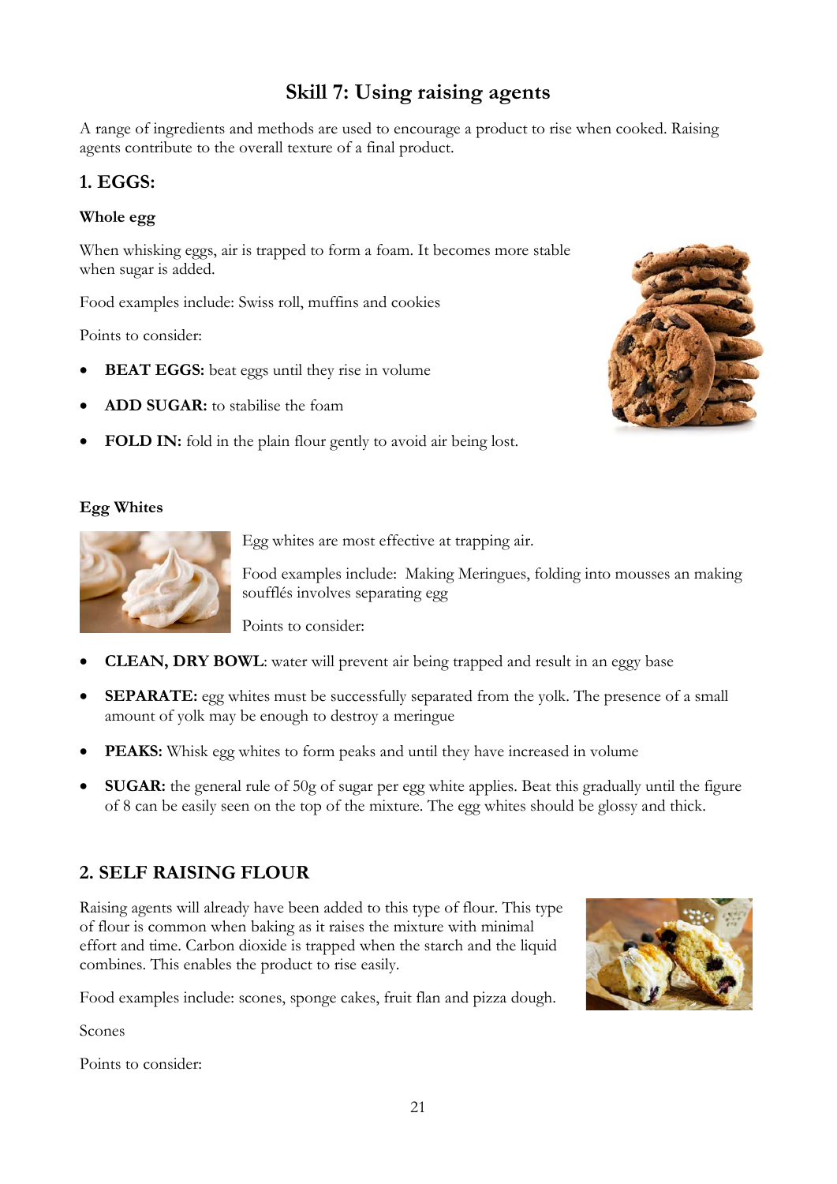# Skill 7: Using raising agents

A range of ingredients and methods are used to encourage a product to rise when cooked. Raising agents contribute to the overall texture of a final product.

## 1. EGGS:

### Whole egg

When whisking eggs, air is trapped to form a foam. It becomes more stable when sugar is added.

Food examples include: Swiss roll, muffins and cookies

Points to consider:

- **BEAT EGGS:** beat eggs until they rise in volume
- **ADD SUGAR:** to stabilise the foam
- **FOLD IN:** fold in the plain flour gently to avoid air being lost.

### Egg Whites

Egg whites are most effective at trapping air.

Food examples include: Making Meringues, folding into mousses an making soufflés involves separating egg

Points to consider:

- **CLEAN, DRY BOWL**: water will prevent air being trapped and result in an eggy base
- **SEPARATE:** egg whites must be successfully separated from the yolk. The presence of a small amount of yolk may be enough to destroy a meringue
- **PEAKS:** Whisk egg whites to form peaks and until they have increased in volume
- **SUGAR:** the general rule of 50g of sugar per egg white applies. Beat this gradually until the figure of 8 can be easily seen on the top of the mixture. The egg whites should be glossy and thick.

## 2. SELF RAISING FLOUR

Raising agents will already have been added to this type of flour. This type of flour is common when baking as it raises the mixture with minimal effort and time. Carbon dioxide is trapped when the starch and the liquid combines. This enables the product to rise easily.

Food examples include: scones, sponge cakes, fruit flan and pizza dough.

Scones

Points to consider: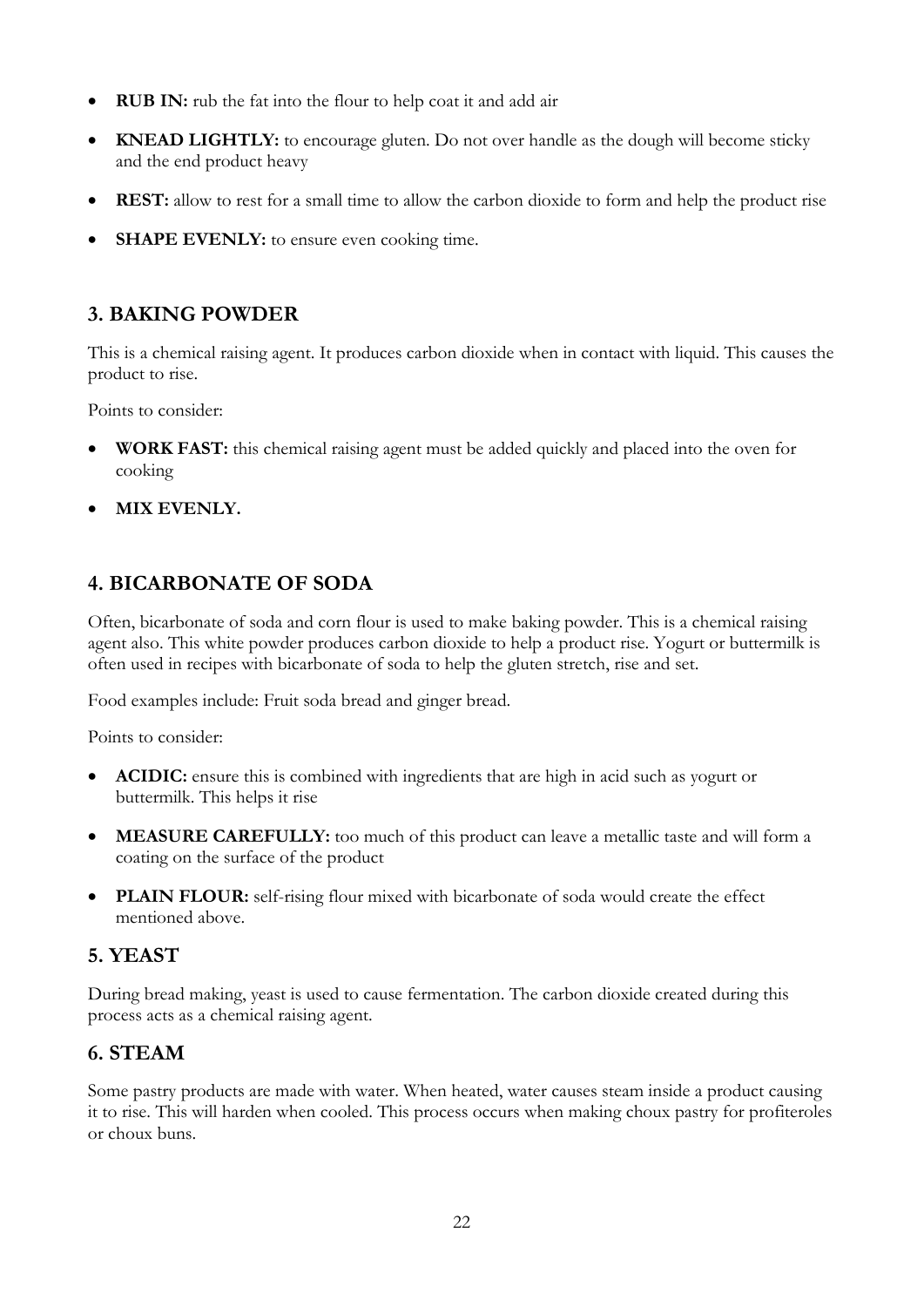- **RUB IN:** rub the fat into the flour to help coat it and add air
- **KNEAD LIGHTLY:** to encourage gluten. Do not over handle as the dough will become sticky and the end product heavy
- **REST:** allow to rest for a small time to allow the carbon dioxide to form and help the product rise
- **SHAPE EVENLY:** to ensure even cooking time.

## 3. BAKING POWDER

This is a chemical raising agent. It produces carbon dioxide when in contact with liquid. This causes the product to rise.

Points to consider:

- **WORK FAST:** this chemical raising agent must be added quickly and placed into the oven for cooking
- **MIX EVENLY.**

## 4. BICARBONATE OF SODA

Often, bicarbonate of soda and corn flour is used to make baking powder. This is a chemical raising agent also. This white powder produces carbon dioxide to help a product rise. Yogurt or buttermilk is often used in recipes with bicarbonate of soda to help the gluten stretch, rise and set.

Food examples include: Fruit soda bread and ginger bread.

Points to consider:

- **ACIDIC:** ensure this is combined with ingredients that are high in acid such as yogurt or buttermilk. This helps it rise
- **MEASURE CAREFULLY:** too much of this product can leave a metallic taste and will form a coating on the surface of the product
- **PLAIN FLOUR:** self-rising flour mixed with bicarbonate of soda would create the effect mentioned above.

## 5. YEAST

During bread making, yeast is used to cause fermentation. The carbon dioxide created during this process acts as a chemical raising agent.

## 6. STEAM

Some pastry products are made with water. When heated, water causes steam inside a product causing it to rise. This will harden when cooled. This process occurs when making choux pastry for profiteroles or choux buns.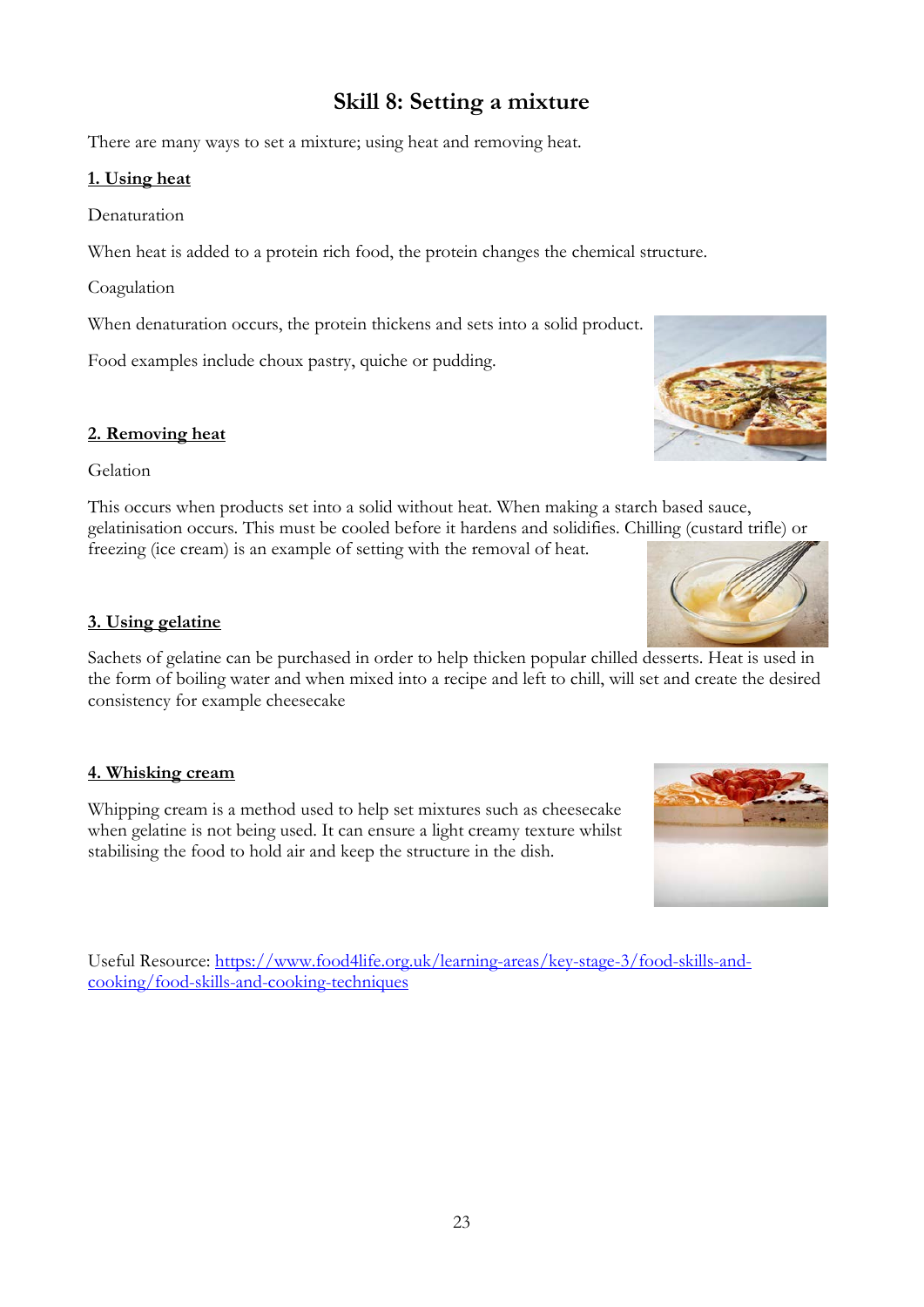# Skill 8: Setting a mixture

There are many ways to set a mixture; using heat and removing heat.

**1. Using heat**

Denaturation

When heat is added to a protein rich food, the protein changes the chemical structure.

Coagulation

When denaturation occurs, the protein thickens and sets into a solid product.

Food examples include choux pastry, quiche or pudding.

**2. Removing heat**

Gelation

This occurs when products set into a solid without heat. When making a starch based sauce, gelatinisation occurs. This must be cooled before it hardens and solidifies. Chilling (custard trifle) or freezing (ice cream) is an example of setting with the removal of heat.

**3. Using gelatine**

Sachets of gelatine can be purchased in order to help thicken popular chilled desserts. Heat is used in the form of boiling water and when mixed into a recipe and left to chill, will set and create the desired consistency for example cheesecake

**4. Whisking cream**

Whipping cream is a method used to help set mixtures such as cheesecake when gelatine is not being used. It can ensure a light creamy texture whilst stabilising the food to hold air and keep the structure in the dish.

Useful Resource: [https://www.food4life.org.uk/learning-areas/key-stage-3/food-skills-and-cooking/food-skills-and-cooking-techniques](https://www.food4life.org.uk/learning-areas/key-stage-3/food-skills-and-cooking/food-skills-and-cooking-techniques)